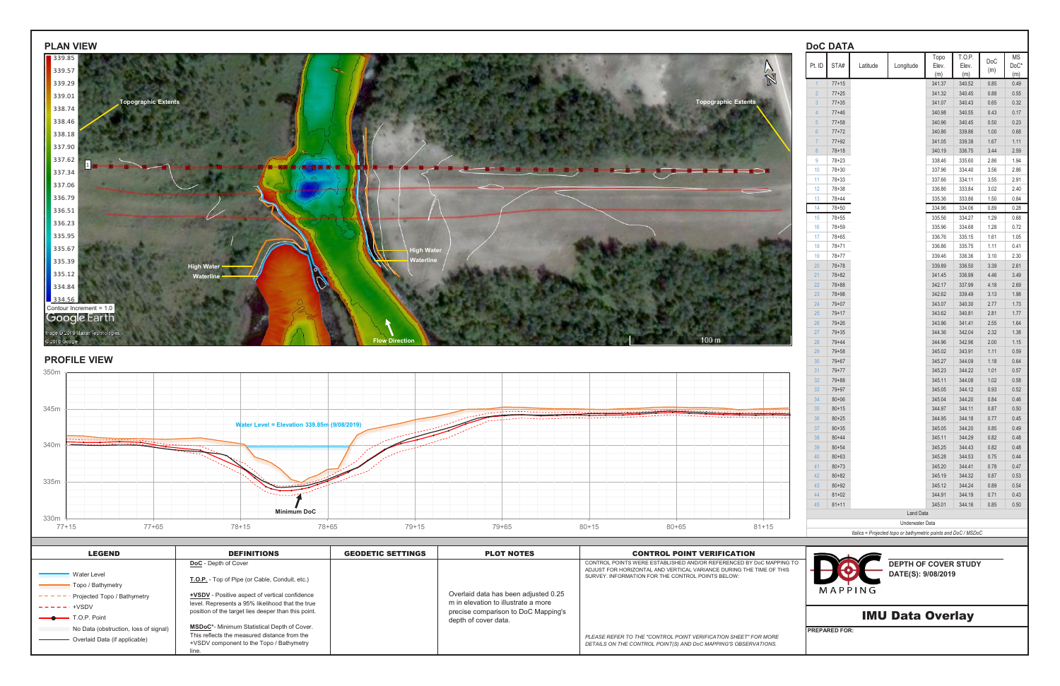## PLAN VIEW

339.85
339.57
339.29
339.01
338.74
338.46
338.18
337.90
337.62
337.34
337.06
336.79
336.51
336.23
335.95
335.67
335.39
335.12
334.84
334.56

Contour Increment = 1.0

Topographic Extents

Topographic Extents

High Water

Waterline

High Water

Waterline

Flow Direction

100 m

Image © 2019 Maxar Technologies
© 2018 Google

## PROFILE VIEW

Water Level = Elevation 339.85m (9/08/2019)

Minimum DoC

350m, 345m, 340m, 335m, 330m

77+15, 77+65, 78+15, 78+65, 79+15, 79+65, 80+15, 80+65, 81+15

## DoC DATA

| Pt. ID | STA# | Latitude | Longitude | Topo Elev. (m) | T.O.P. Elev. (m) | DoC (m) | MS DoC* (m) |
|---|---|---|---|---|---|---|---|
| 1 | 77+15 | | | 341.37 | 340.52 | 0.85 | 0.49 |
| 2 | 77+25 | | | 341.32 | 340.45 | 0.88 | 0.55 |
| 3 | 77+35 | | | 341.07 | 340.43 | 0.65 | 0.32 |
| 4 | 77+46 | | | 340.98 | 340.55 | 0.43 | 0.17 |
| 5 | 77+58 | | | 340.96 | 340.45 | 0.50 | 0.23 |
| 6 | 77+72 | | | 340.86 | 339.86 | 1.00 | 0.68 |
| 7 | 77+92 | | | 341.05 | 339.38 | 1.67 | 1.11 |
| 8 | 78+18 | | | 340.19 | 336.75 | 3.44 | 2.59 |
| 9 | 78+23 | | | 338.46 | 335.60 | 2.86 | 1.94 |
| 10 | 78+30 | | | 337.96 | 334.40 | 3.56 | 2.86 |
| 11 | 78+33 | | | 337.66 | 334.11 | 3.55 | 2.91 |
| 12 | 78+38 | | | 336.86 | 333.84 | 3.02 | 2.40 |
| 13 | 78+44 | | | 335.36 | 333.86 | 1.50 | 0.84 |
| 14 | 78+50 | | | 334.96 | 334.06 | 0.89 | 0.28 |
| 15 | 78+55 | | | 335.56 | 334.27 | 1.29 | 0.68 |
| 16 | 78+59 | | | 335.96 | 334.68 | 1.28 | 0.72 |
| 17 | 78+65 | | | 336.76 | 335.15 | 1.61 | 1.05 |
| 18 | 78+71 | | | 336.86 | 335.75 | 1.11 | 0.41 |
| 19 | 78+77 | | | 339.46 | 336.36 | 3.10 | 2.30 |
| 20 | 78+78 | | | 339.89 | 336.50 | 3.39 | 2.61 |
| 21 | 78+82 | | | 341.45 | 336.99 | 4.46 | 3.49 |
| 22 | 78+88 | | | 342.17 | 337.99 | 4.18 | 2.69 |
| 23 | 78+98 | | | 342.62 | 339.49 | 3.13 | 1.98 |
| 24 | 79+07 | | | 343.07 | 340.30 | 2.77 | 1.73 |
| 25 | 79+17 | | | 343.62 | 340.81 | 2.81 | 1.77 |
| 26 | 79+26 | | | 343.96 | 341.41 | 2.55 | 1.64 |
| 27 | 79+35 | | | 344.36 | 342.04 | 2.32 | 1.38 |
| 28 | 79+44 | | | 344.96 | 342.96 | 2.00 | 1.15 |
| 29 | 79+58 | | | 345.02 | 343.91 | 1.11 | 0.59 |
| 30 | 79+67 | | | 345.27 | 344.09 | 1.18 | 0.64 |
| 31 | 79+77 | | | 345.23 | 344.22 | 1.01 | 0.57 |
| 32 | 79+88 | | | 345.11 | 344.08 | 1.02 | 0.58 |
| 33 | 79+97 | | | 345.05 | 344.12 | 0.93 | 0.52 |
| 34 | 80+06 | | | 345.04 | 344.20 | 0.84 | 0.46 |
| 35 | 80+15 | | | 344.97 | 344.11 | 0.87 | 0.50 |
| 36 | 80+25 | | | 344.95 | 344.18 | 0.77 | 0.45 |
| 37 | 80+35 | | | 345.05 | 344.20 | 0.85 | 0.49 |
| 38 | 80+44 | | | 345.11 | 344.29 | 0.82 | 0.48 |
| 39 | 80+54 | | | 345.25 | 344.43 | 0.82 | 0.48 |
| 40 | 80+63 | | | 345.28 | 344.53 | 0.75 | 0.44 |
| 41 | 80+73 | | | 345.20 | 344.41 | 0.78 | 0.47 |
| 42 | 80+82 | | | 345.19 | 344.32 | 0.87 | 0.53 |
| 43 | 80+92 | | | 345.12 | 344.24 | 0.89 | 0.54 |
| 44 | 81+02 | | | 344.91 | 344.19 | 0.71 | 0.43 |
| 45 | 81+11 | | | 345.01 | 344.16 | 0.85 | 0.50 |

Land Data

Underwater Data

*Italics = Projected topo or bathymetric points and DoC / MSDoC*

## LEGEND

- Water Level
- Topo / Bathymetry
- Projected Topo / Bathymetry
- +VSDV
- T.O.P. Point
- No Data (obstruction, loss of signal)
- Overlaid Data (if applicable)

## DEFINITIONS

**DoC** - Depth of Cover

**T.O.P.** - Top of Pipe (or Cable, Conduit, etc.)

**+VSDV** - Positive aspect of vertical confidence level. Represents a 95% likelihood that the true position of the target lies deeper than this point.

**MSDoC*** - Minimum Statistical Depth of Cover. This reflects the measured distance from the +VSDV component to the Topo / Bathymetry line.

## GEODETIC SETTINGS

## PLOT NOTES

Overlaid data has been adjusted 0.25 m in elevation to illustrate a more precise comparison to DoC Mapping's depth of cover data.

## CONTROL POINT VERIFICATION

CONTROL POINTS WERE ESTABLISHED AND/OR REFERENCED BY DoC MAPPING TO ADJUST FOR HORIZONTAL AND VERTICAL VARIANCE DURING THE TIME OF THIS SURVEY. INFORMATION FOR THE CONTROL POINTS BELOW:

*PLEASE REFER TO THE "CONTROL POINT VERIFICATION SHEET" FOR MORE DETAILS ON THE CONTROL POINT(S) AND DoC MAPPING'S OBSERVATIONS.*

DOC MAPPING

**DEPTH OF COVER STUDY**
**DATE(S): 9/08/2019**

# IMU Data Overlay

**PREPARED FOR:**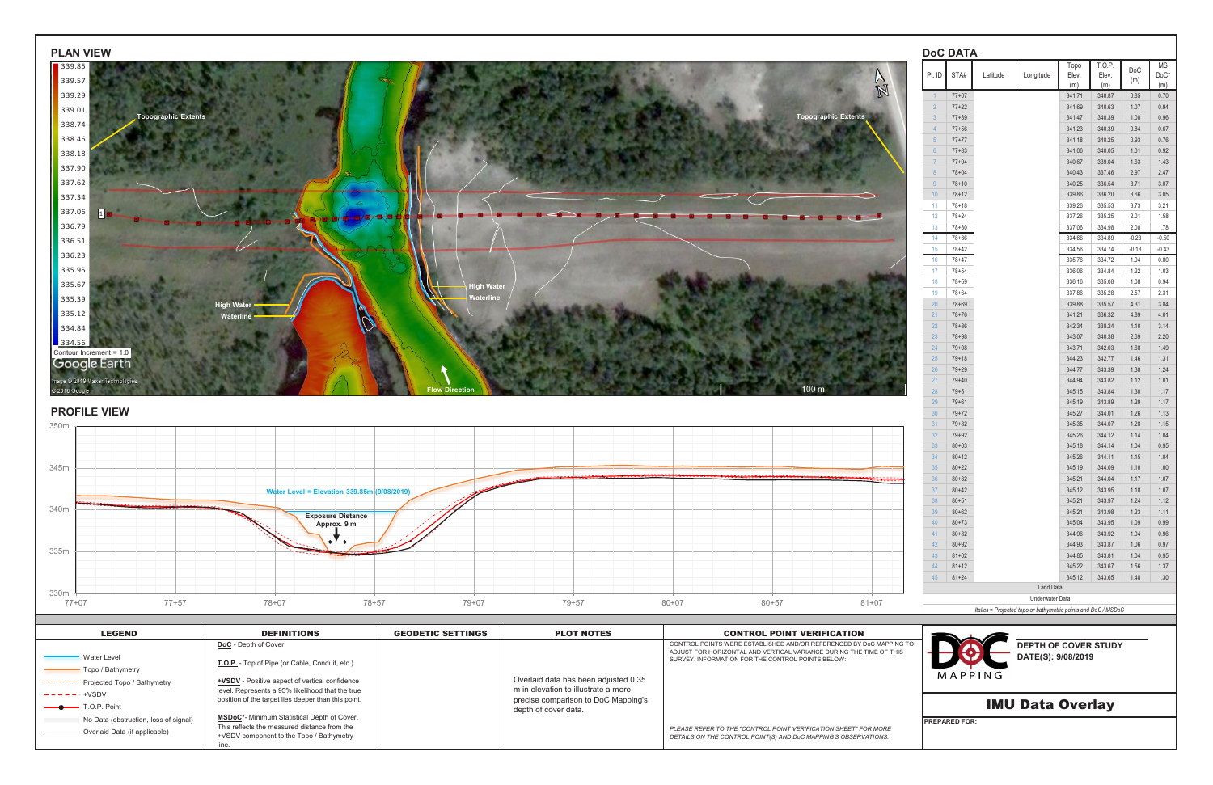## PLAN VIEW

339.85
339.57
339.29
339.01
338.74
338.46
338.18
337.90
337.62
337.34
337.06
336.79
336.51
336.23
335.95
335.67
335.39
335.12
334.84
334.56

Contour Increment = 1.0

Topographic Extents

Topographic Extents

High Water

Waterline

High Water

Waterline

Flow Direction

100 m

Google Earth

Image © 2019 Maxar Technologies

© 2018 Google

## PROFILE VIEW

350m
345m
340m
335m
330m

Water Level = Elevation 339.85m (9/08/2019)

Exposure Distance Approx. 9 m

77+07 | 77+57 | 78+07 | 78+57 | 79+07 | 79+57 | 80+07 | 80+57 | 81+07

## DoC DATA

| Pt. ID | STA# | Latitude | Longitude | Topo Elev. (m) | T.O.P. Elev. (m) | DoC (m) | MS DoC* (m) |
|---|---|---|---|---|---|---|---|
| 1 | 77+07 | | | 341.71 | 340.87 | 0.85 | 0.70 |
| 2 | 77+22 | | | 341.69 | 340.63 | 1.07 | 0.94 |
| 3 | 77+39 | | | 341.47 | 340.39 | 1.08 | 0.96 |
| 4 | 77+56 | | | 341.23 | 340.39 | 0.84 | 0.67 |
| 5 | 77+77 | | | 341.18 | 340.25 | 0.93 | 0.76 |
| 6 | 77+83 | | | 341.06 | 340.05 | 1.01 | 0.92 |
| 7 | 77+94 | | | 340.67 | 339.04 | 1.63 | 1.43 |
| 8 | 78+04 | | | 340.43 | 337.46 | 2.97 | 2.47 |
| 9 | 78+10 | | | 340.25 | 336.54 | 3.71 | 3.07 |
| 10 | 78+12 | | | 339.86 | 336.20 | 3.66 | 3.05 |
| 11 | 78+18 | | | 339.26 | 335.53 | 3.73 | 3.21 |
| 12 | 78+24 | | | 337.26 | 335.25 | 2.01 | 1.58 |
| 13 | 78+30 | | | 337.06 | 334.98 | 2.08 | 1.78 |
| 14 | 78+36 | | | 334.66 | 334.89 | -0.23 | -0.50 |
| 15 | 78+42 | | | 334.56 | 334.74 | -0.18 | -0.43 |
| 16 | 78+47 | | | 335.76 | 334.72 | 1.04 | 0.80 |
| 17 | 78+54 | | | 336.06 | 334.84 | 1.22 | 1.03 |
| 18 | 78+59 | | | 336.16 | 335.08 | 1.08 | 0.94 |
| 19 | 78+64 | | | 337.86 | 335.28 | 2.57 | 2.31 |
| 20 | 78+69 | | | 339.88 | 335.57 | 4.31 | 3.84 |
| 21 | 78+76 | | | 341.21 | 336.32 | 4.89 | 4.01 |
| 22 | 78+86 | | | 342.34 | 338.24 | 4.10 | 3.14 |
| 23 | 78+98 | | | 343.07 | 340.38 | 2.69 | 2.20 |
| 24 | 79+08 | | | 343.71 | 342.03 | 1.68 | 1.49 |
| 25 | 79+18 | | | 344.23 | 342.77 | 1.46 | 1.31 |
| 26 | 79+29 | | | 344.77 | 343.39 | 1.38 | 1.24 |
| 27 | 79+40 | | | 344.94 | 343.82 | 1.12 | 1.01 |
| 28 | 79+51 | | | 345.15 | 343.84 | 1.30 | 1.17 |
| 29 | 79+61 | | | 345.19 | 343.89 | 1.29 | 1.17 |
| 30 | 79+72 | | | 345.27 | 344.01 | 1.26 | 1.13 |
| 31 | 79+82 | | | 345.35 | 344.07 | 1.28 | 1.15 |
| 32 | 79+92 | | | 345.26 | 344.12 | 1.14 | 1.04 |
| 33 | 80+03 | | | 345.18 | 344.14 | 1.04 | 0.95 |
| 34 | 80+12 | | | 345.26 | 344.11 | 1.15 | 1.04 |
| 35 | 80+22 | | | 345.19 | 344.09 | 1.10 | 1.00 |
| 36 | 80+32 | | | 345.21 | 344.04 | 1.17 | 1.07 |
| 37 | 80+42 | | | 345.12 | 343.95 | 1.18 | 1.07 |
| 38 | 80+51 | | | 345.21 | 343.97 | 1.24 | 1.12 |
| 39 | 80+62 | | | 345.21 | 343.98 | 1.23 | 1.11 |
| 40 | 80+73 | | | 345.04 | 343.95 | 1.09 | 0.99 |
| 41 | 80+82 | | | 344.96 | 343.92 | 1.04 | 0.96 |
| 42 | 80+92 | | | 344.93 | 343.87 | 1.06 | 0.97 |
| 43 | 81+02 | | | 344.85 | 343.81 | 1.04 | 0.95 |
| 44 | 81+12 | | | 345.22 | 343.67 | 1.56 | 1.37 |
| 45 | 81+24 | | | 345.12 | 343.65 | 1.48 | 1.30 |

Land Data

Underwater Data

*Italics = Projected topo or bathymetric points and DoC / MSDoC*

## LEGEND

- Water Level
- Topo / Bathymetry
- Projected Topo / Bathymetry
- +VSDV
- T.O.P. Point
- No Data (obstruction, loss of signal)
- Overlaid Data (if applicable)

## DEFINITIONS

**DoC** - Depth of Cover

**T.O.P.** - Top of Pipe (or Cable, Conduit, etc.)

**+VSDV** - Positive aspect of vertical confidence level. Represents a 95% likelihood that the true position of the target lies deeper than this point.

**MSDoC*** - Minimum Statistical Depth of Cover. This reflects the measured distance from the +VSDV component to the Topo / Bathymetry line.

## GEODETIC SETTINGS

## PLOT NOTES

Overlaid data has been adjusted 0.35 m in elevation to illustrate a more precise comparison to DoC Mapping's depth of cover data.

## CONTROL POINT VERIFICATION

CONTROL POINTS WERE ESTABLISHED AND/OR REFERENCED BY DoC MAPPING TO ADJUST FOR HORIZONTAL AND VERTICAL VARIANCE DURING THE TIME OF THIS SURVEY. INFORMATION FOR THE CONTROL POINTS BELOW:

*PLEASE REFER TO THE "CONTROL POINT VERIFICATION SHEET" FOR MORE DETAILS ON THE CONTROL POINT(S) AND DoC MAPPING'S OBSERVATIONS.*

DoC MAPPING

**DEPTH OF COVER STUDY**

**DATE(S): 9/08/2019**

# IMU Data Overlay

**PREPARED FOR:**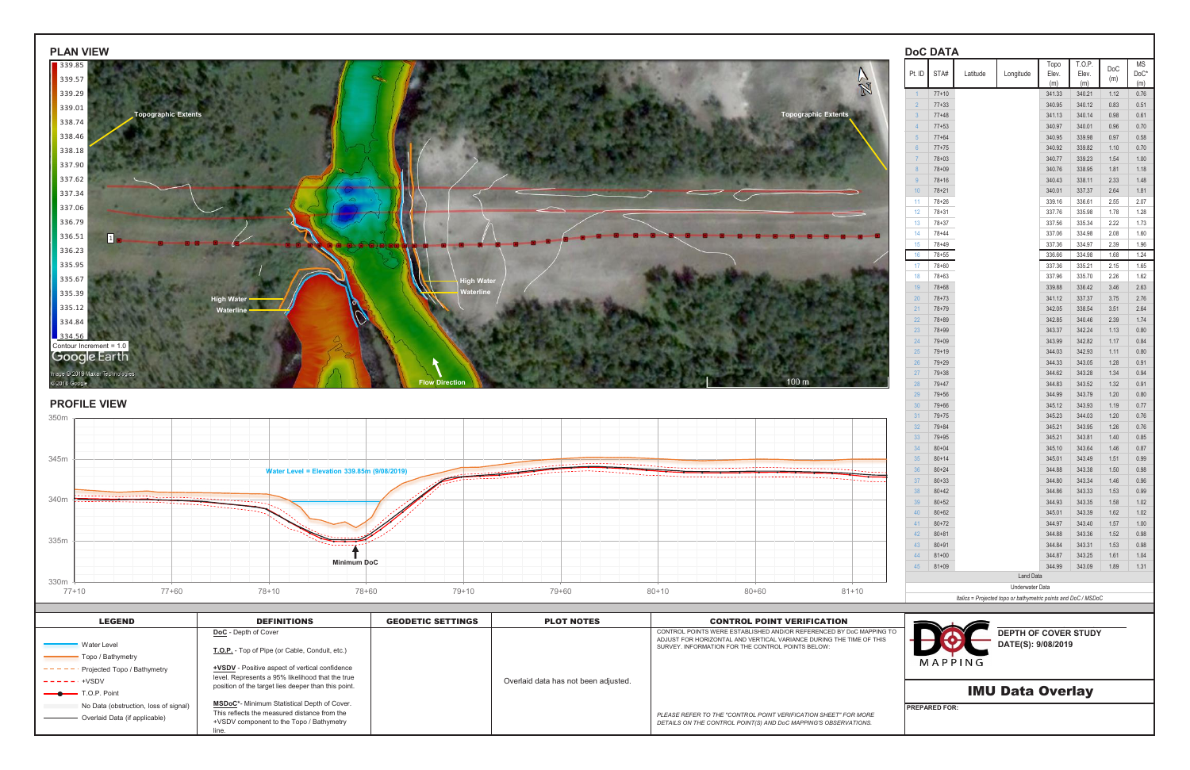## PLAN VIEW

339.85
339.57
339.29
339.01
338.74
338.46
338.18
337.90
337.62
337.34
337.06
336.79
336.51
336.23
335.95
335.67
335.39
335.12
334.84
334.56

Contour Increment = 1.0

Topographic Extents

Topographic Extents

High Water

Waterline

High Water

Waterline

Flow Direction

100 m

Google Earth

Image © 2019 Maxar Technologies

© 2018 Google

## PROFILE VIEW

350m
345m
340m
335m
330m

Water Level = Elevation 339.85m (9/08/2019)

Minimum DoC

77+10 77+60 78+10 78+60 79+10 79+60 80+10 80+60 81+10

## DoC DATA

| Pt. ID | STA# | Latitude | Longitude | Topo Elev. (m) | T.O.P. Elev. (m) | DoC (m) | MS DoC* (m) |
|---|---|---|---|---|---|---|---|
| 1 | 77+10 | | | 341.33 | 340.21 | 1.12 | 0.76 |
| 2 | 77+33 | | | 340.95 | 340.12 | 0.83 | 0.51 |
| 3 | 77+48 | | | 341.13 | 340.14 | 0.98 | 0.61 |
| 4 | 77+53 | | | 340.97 | 340.01 | 0.96 | 0.70 |
| 5 | 77+64 | | | 340.95 | 339.98 | 0.97 | 0.58 |
| 6 | 77+75 | | | 340.92 | 339.82 | 1.10 | 0.70 |
| 7 | 78+03 | | | 340.77 | 339.23 | 1.54 | 1.00 |
| 8 | 78+09 | | | 340.76 | 338.95 | 1.81 | 1.18 |
| 9 | 78+16 | | | 340.43 | 338.11 | 2.33 | 1.48 |
| 10 | 78+21 | | | 340.01 | 337.37 | 2.64 | 1.81 |
| 11 | 78+26 | | | 339.16 | 336.61 | 2.55 | 2.07 |
| 12 | 78+31 | | | 337.76 | 335.98 | 1.78 | 1.28 |
| 13 | 78+37 | | | 337.56 | 335.34 | 2.22 | 1.73 |
| 14 | 78+44 | | | 337.06 | 334.98 | 2.08 | 1.60 |
| 15 | 78+49 | | | 337.36 | 334.97 | 2.39 | 1.96 |
| 16 | 78+55 | | | 336.66 | 334.98 | 1.68 | 1.24 |
| 17 | 78+60 | | | 337.36 | 335.21 | 2.15 | 1.65 |
| 18 | 78+63 | | | 337.96 | 335.70 | 2.26 | 1.62 |
| 19 | 78+68 | | | 339.88 | 336.42 | 3.46 | 2.63 |
| 20 | 78+73 | | | 341.12 | 337.37 | 3.75 | 2.76 |
| 21 | 78+79 | | | 342.05 | 338.54 | 3.51 | 2.64 |
| 22 | 78+89 | | | 342.85 | 340.46 | 2.39 | 1.74 |
| 23 | 78+99 | | | 343.37 | 342.24 | 1.13 | 0.80 |
| 24 | 79+09 | | | 343.99 | 342.82 | 1.17 | 0.84 |
| 25 | 79+19 | | | 344.03 | 342.93 | 1.11 | 0.80 |
| 26 | 79+29 | | | 344.33 | 343.05 | 1.28 | 0.91 |
| 27 | 79+38 | | | 344.62 | 343.28 | 1.34 | 0.94 |
| 28 | 79+47 | | | 344.83 | 343.52 | 1.32 | 0.91 |
| 29 | 79+56 | | | 344.99 | 343.79 | 1.20 | 0.80 |
| 30 | 79+66 | | | 345.12 | 343.93 | 1.19 | 0.77 |
| 31 | 79+75 | | | 345.23 | 344.03 | 1.20 | 0.76 |
| 32 | 79+84 | | | 345.21 | 343.95 | 1.26 | 0.76 |
| 33 | 79+95 | | | 345.21 | 343.81 | 1.40 | 0.85 |
| 34 | 80+04 | | | 345.10 | 343.64 | 1.46 | 0.87 |
| 35 | 80+14 | | | 345.01 | 343.49 | 1.51 | 0.99 |
| 36 | 80+24 | | | 344.88 | 343.38 | 1.50 | 0.98 |
| 37 | 80+33 | | | 344.80 | 343.34 | 1.46 | 0.96 |
| 38 | 80+42 | | | 344.86 | 343.33 | 1.53 | 0.99 |
| 39 | 80+52 | | | 344.93 | 343.35 | 1.58 | 1.02 |
| 40 | 80+62 | | | 345.01 | 343.39 | 1.62 | 1.02 |
| 41 | 80+72 | | | 344.97 | 343.40 | 1.57 | 1.00 |
| 42 | 80+81 | | | 344.88 | 343.36 | 1.52 | 0.98 |
| 43 | 80+91 | | | 344.84 | 343.31 | 1.53 | 0.98 |
| 44 | 81+00 | | | 344.87 | 343.25 | 1.61 | 1.04 |
| 45 | 81+09 | | | 344.99 | 343.09 | 1.89 | 1.31 |

Land Data

Underwater Data

*Italics = Projected topo or bathymetric points and DoC / MSDoC*

## LEGEND

- Water Level
- Topo / Bathymetry
- Projected Topo / Bathymetry
- +VSDV
- T.O.P. Point
- No Data (obstruction, loss of signal)
- Overlaid Data (if applicable)

## DEFINITIONS

**DoC** - Depth of Cover

**T.O.P.** - Top of Pipe (or Cable, Conduit, etc.)

**+VSDV** - Positive aspect of vertical confidence level. Represents a 95% likelihood that the true position of the target lies deeper than this point.

**MSDoC*** - Minimum Statistical Depth of Cover. This reflects the measured distance from the +VSDV component to the Topo / Bathymetry line.

## GEODETIC SETTINGS

## PLOT NOTES

Overlaid data has not been adjusted.

## CONTROL POINT VERIFICATION

CONTROL POINTS WERE ESTABLISHED AND/OR REFERENCED BY DoC MAPPING TO ADJUST FOR HORIZONTAL AND VERTICAL VARIANCE DURING THE TIME OF THIS SURVEY. INFORMATION FOR THE CONTROL POINTS BELOW:

*PLEASE REFER TO THE "CONTROL POINT VERIFICATION SHEET" FOR MORE DETAILS ON THE CONTROL POINT(S) AND DoC MAPPING'S OBSERVATIONS.*

DoC MAPPING

**DEPTH OF COVER STUDY**

**DATE(S): 9/08/2019**

# IMU Data Overlay

**PREPARED FOR:**